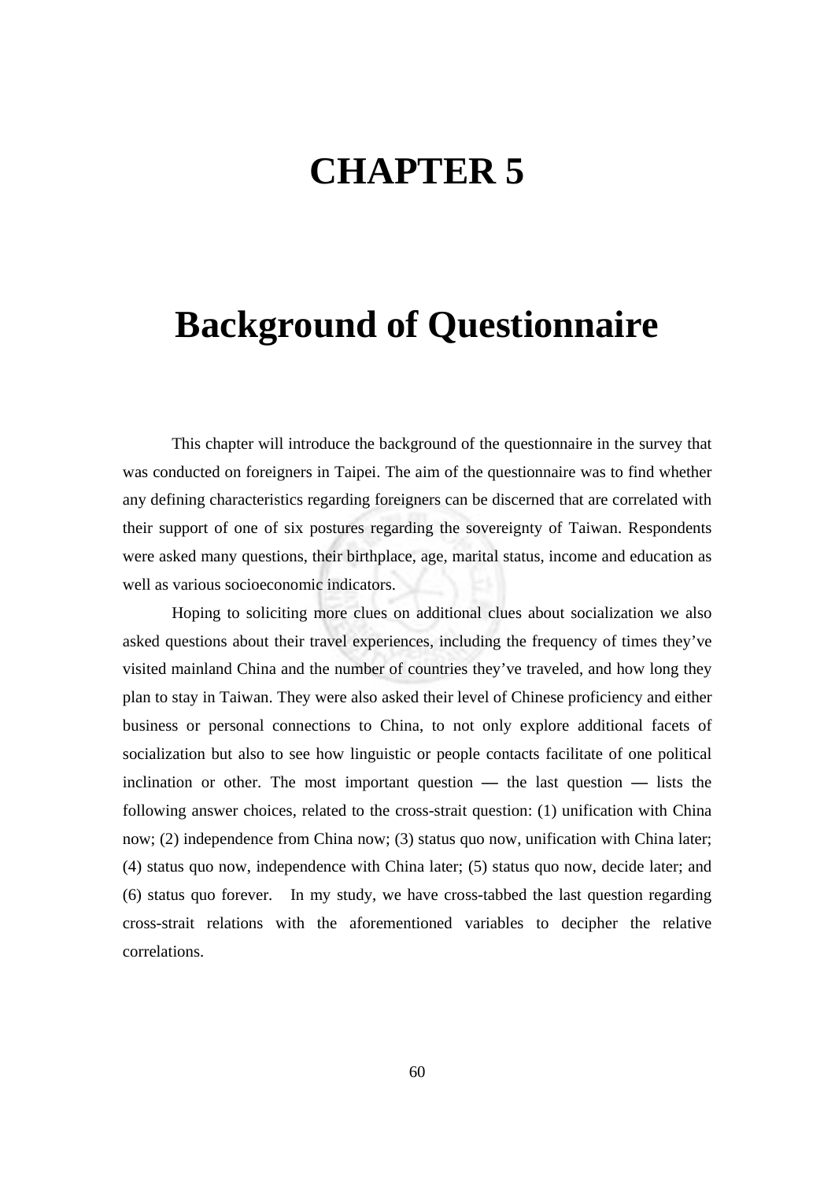# CHAPTER 5

# Background of Questionnaire

This chapter will introduce the background of the questionnaire in the survey that was conducted on foreigners in Taipei. The aim of the questionnaire was to find whether any defining characteristics regarding foreigners can be discerned that are correlated with their support of one of six postures regarding the sovereignty of Taiwan. Respondents were asked many questions, their birthplace, age, marital status, income and education as well as various socioeconomic indicators.

Hoping to soliciting more clues on additional clues about socialization we also asked questions about their travel experiences, including the frequency of times they've visited mainland China and the number of countries they've traveled, and how long they plan to stay in Taiwan. They were also asked their level of Chinese proficiency and either business or personal connections to China, to not only explore additional facets of socialization but also to see how linguistic or people contacts facilitate of one political inclination or other. The most important question — the last question — lists the following answer choices, related to the cross-strait question: (1) unification with China now; (2) independence from China now; (3) status quo now, unification with China later; (4) status quo now, independence with China later; (5) status quo now, decide later; and (6) status quo forever. In my study, we have cross-tabbed the last question regarding cross-strait relations with the aforementioned variables to decipher the relative correlations.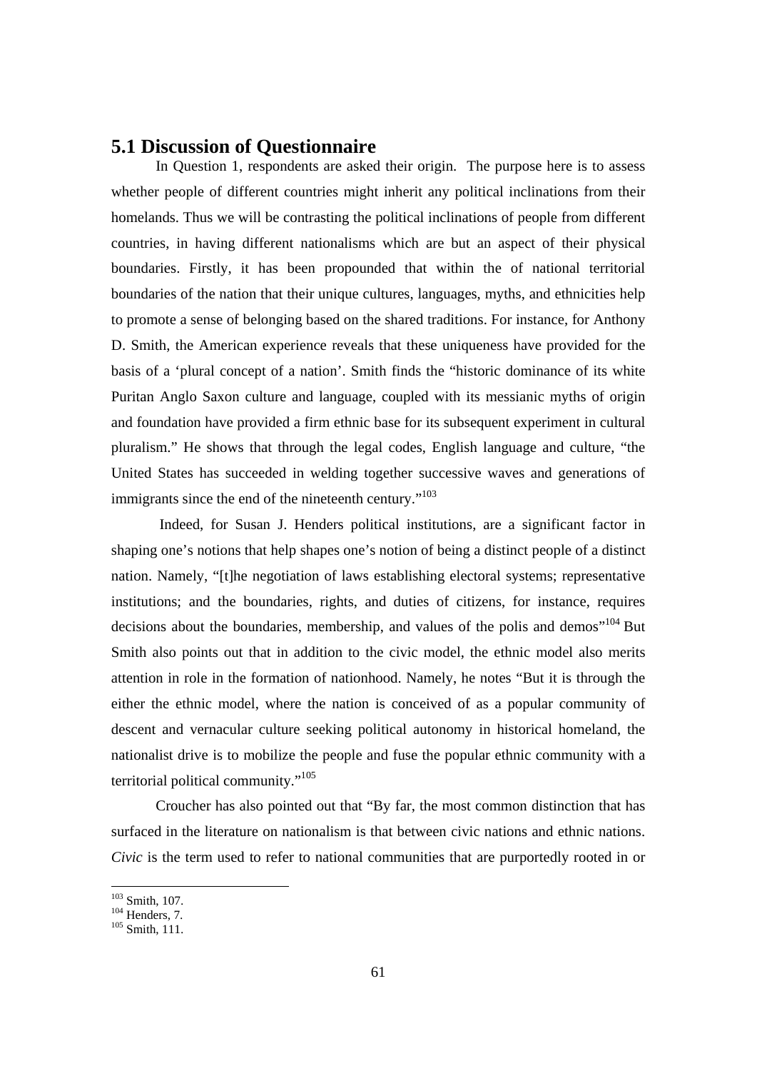## 5.1 Discussion of Questionnaire

In Question 1, respondents are asked their origin. The purpose here is to assess whether people of different countries might inherit any political inclinations from their homelands. Thus we will be contrasting the political inclinations of people from different countries, in having different nationalisms which are but an aspect of their physical boundaries. Firstly, it has been propounded that within the of national territorial boundaries of the nation that their unique cultures, languages, myths, and ethnicities help to promote a sense of belonging based on the shared traditions. For instance, for Anthony D. Smith, the American experience reveals that these uniqueness have provided for the basis of a 'plural concept of a nation'. Smith finds the "historic dominance of its white Puritan Anglo Saxon culture and language, coupled with its messianic myths of origin and foundation have provided a firm ethnic base for its subsequent experiment in cultural pluralism." He shows that through the legal codes, English language and culture, "the United States has succeeded in welding together successive waves and generations of immigrants since the end of the nineteenth century."[103]

Indeed, for Susan J. Henders political institutions, are a significant factor in shaping one's notions that help shapes one's notion of being a distinct people of a distinct nation. Namely, "[t]he negotiation of laws establishing electoral systems; representative institutions; and the boundaries, rights, and duties of citizens, for instance, requires decisions about the boundaries, membership, and values of the polis and demos"[104] But Smith also points out that in addition to the civic model, the ethnic model also merits attention in role in the formation of nationhood. Namely, he notes "But it is through the either the ethnic model, where the nation is conceived of as a popular community of descent and vernacular culture seeking political autonomy in historical homeland, the nationalist drive is to mobilize the people and fuse the popular ethnic community with a territorial political community."[105]

Croucher has also pointed out that "By far, the most common distinction that has surfaced in the literature on nationalism is that between civic nations and ethnic nations. *Civic* is the term used to refer to national communities that are purportedly rooted in or

[103] Smith, 107.
[104] Henders, 7.
[105] Smith, 111.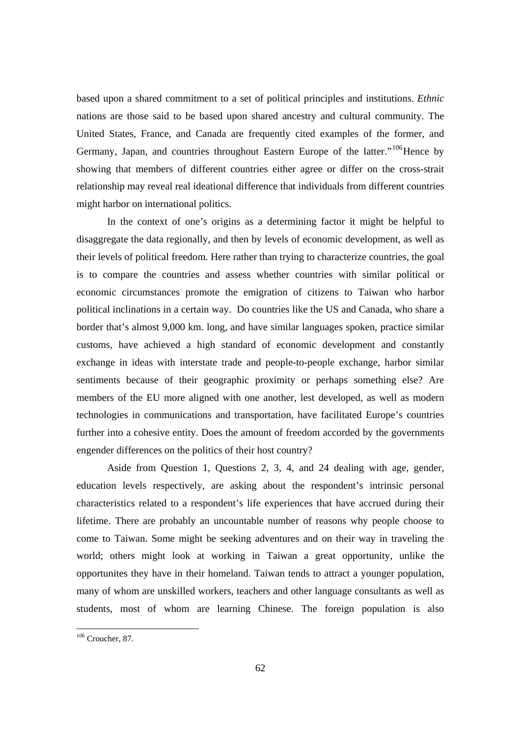based upon a shared commitment to a set of political principles and institutions. *Ethnic* nations are those said to be based upon shared ancestry and cultural community. The United States, France, and Canada are frequently cited examples of the former, and Germany, Japan, and countries throughout Eastern Europe of the latter."[106] Hence by showing that members of different countries either agree or differ on the cross-strait relationship may reveal real ideational difference that individuals from different countries might harbor on international politics.

In the context of one's origins as a determining factor it might be helpful to disaggregate the data regionally, and then by levels of economic development, as well as their levels of political freedom. Here rather than trying to characterize countries, the goal is to compare the countries and assess whether countries with similar political or economic circumstances promote the emigration of citizens to Taiwan who harbor political inclinations in a certain way. Do countries like the US and Canada, who share a border that's almost 9,000 km. long, and have similar languages spoken, practice similar customs, have achieved a high standard of economic development and constantly exchange in ideas with interstate trade and people-to-people exchange, harbor similar sentiments because of their geographic proximity or perhaps something else? Are members of the EU more aligned with one another, lest developed, as well as modern technologies in communications and transportation, have facilitated Europe's countries further into a cohesive entity. Does the amount of freedom accorded by the governments engender differences on the politics of their host country?

Aside from Question 1, Questions 2, 3, 4, and 24 dealing with age, gender, education levels respectively, are asking about the respondent's intrinsic personal characteristics related to a respondent's life experiences that have accrued during their lifetime. There are probably an uncountable number of reasons why people choose to come to Taiwan. Some might be seeking adventures and on their way in traveling the world; others might look at working in Taiwan a great opportunity, unlike the opportunites they have in their homeland. Taiwan tends to attract a younger population, many of whom are unskilled workers, teachers and other language consultants as well as students, most of whom are learning Chinese. The foreign population is also

---

[106] Croucher, 87.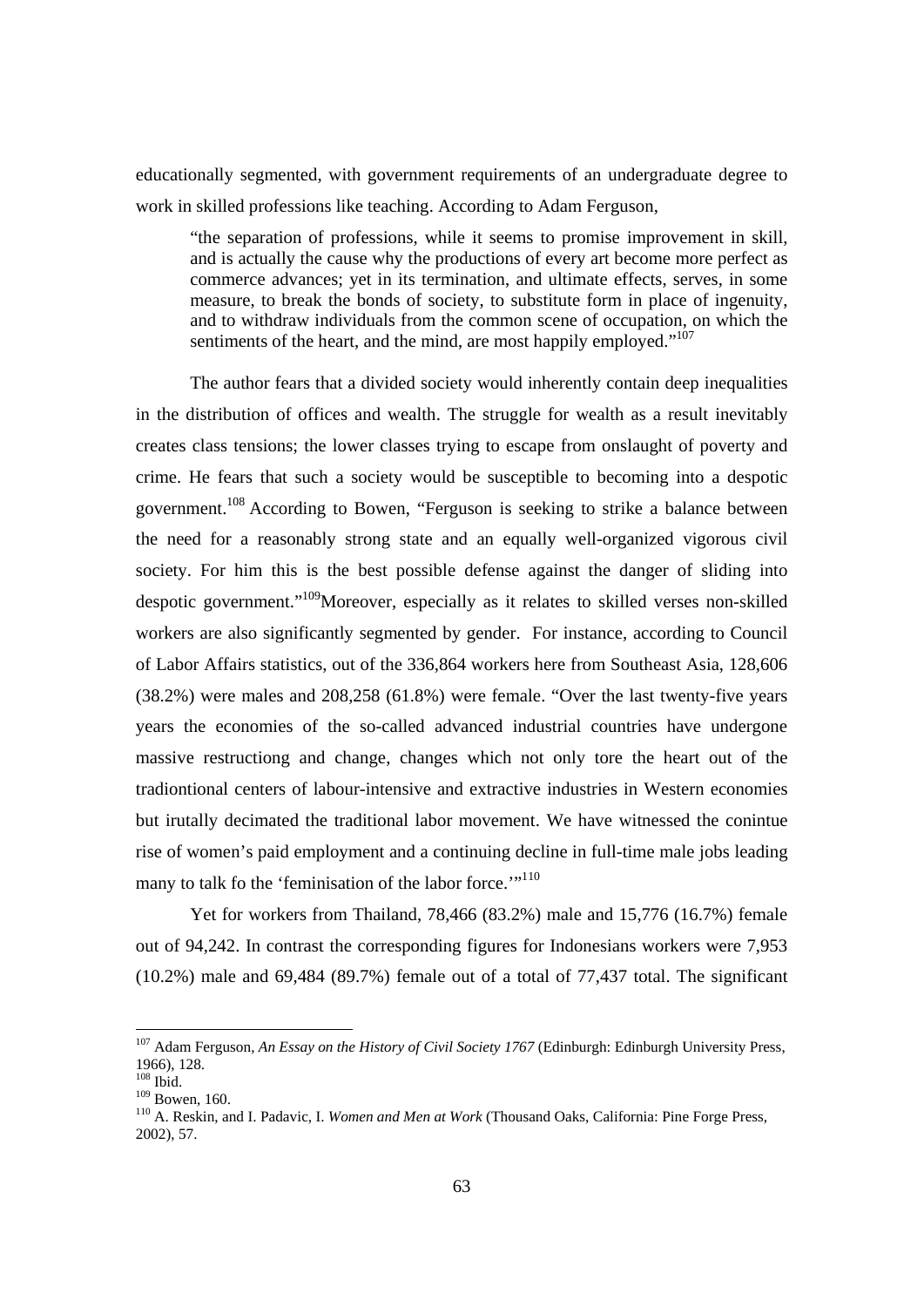educationally segmented, with government requirements of an undergraduate degree to work in skilled professions like teaching. According to Adam Ferguson,

> "the separation of professions, while it seems to promise improvement in skill, and is actually the cause why the productions of every art become more perfect as commerce advances; yet in its termination, and ultimate effects, serves, in some measure, to break the bonds of society, to substitute form in place of ingenuity, and to withdraw individuals from the common scene of occupation, on which the sentiments of the heart, and the mind, are most happily employed."[107]

The author fears that a divided society would inherently contain deep inequalities in the distribution of offices and wealth. The struggle for wealth as a result inevitably creates class tensions; the lower classes trying to escape from onslaught of poverty and crime. He fears that such a society would be susceptible to becoming into a despotic government.[108] According to Bowen, "Ferguson is seeking to strike a balance between the need for a reasonably strong state and an equally well-organized vigorous civil society. For him this is the best possible defense against the danger of sliding into despotic government."[109]Moreover, especially as it relates to skilled verses non-skilled workers are also significantly segmented by gender. For instance, according to Council of Labor Affairs statistics, out of the 336,864 workers here from Southeast Asia, 128,606 (38.2%) were males and 208,258 (61.8%) were female. "Over the last twenty-five years years the economies of the so-called advanced industrial countries have undergone massive restructiong and change, changes which not only tore the heart out of the tradiontional centers of labour-intensive and extractive industries in Western economies but irutally decimated the traditional labor movement. We have witnessed the conintue rise of women's paid employment and a continuing decline in full-time male jobs leading many to talk fo the 'feminisation of the labor force.'"[110]

Yet for workers from Thailand, 78,466 (83.2%) male and 15,776 (16.7%) female out of 94,242. In contrast the corresponding figures for Indonesians workers were 7,953 (10.2%) male and 69,484 (89.7%) female out of a total of 77,437 total. The significant

---

[107] Adam Ferguson, *An Essay on the History of Civil Society 1767* (Edinburgh: Edinburgh University Press, 1966), 128.
[108] Ibid.
[109] Bowen, 160.
[110] A. Reskin, and I. Padavic, I. *Women and Men at Work* (Thousand Oaks, California: Pine Forge Press, 2002), 57.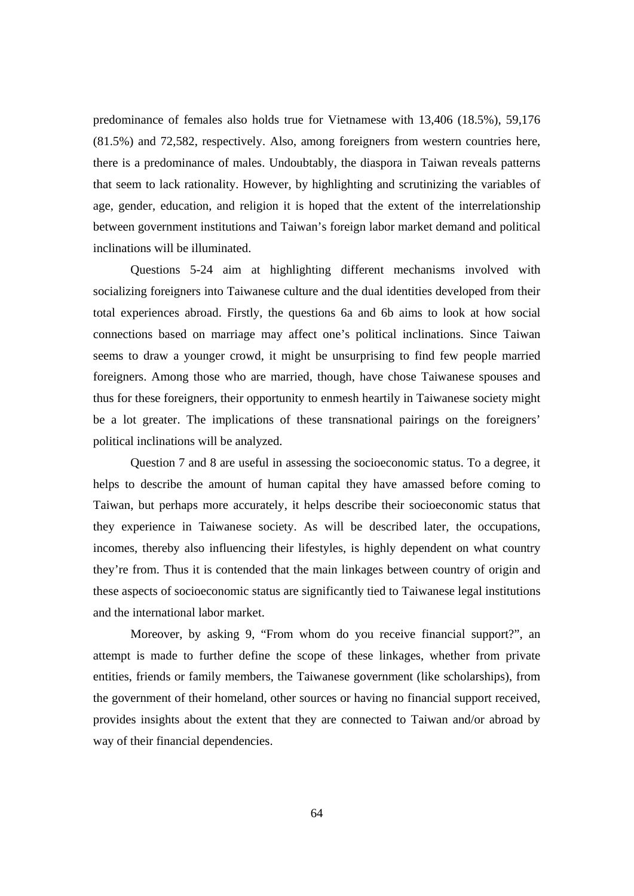predominance of females also holds true for Vietnamese with 13,406 (18.5%), 59,176 (81.5%) and 72,582, respectively. Also, among foreigners from western countries here, there is a predominance of males. Undoubtably, the diaspora in Taiwan reveals patterns that seem to lack rationality. However, by highlighting and scrutinizing the variables of age, gender, education, and religion it is hoped that the extent of the interrelationship between government institutions and Taiwan's foreign labor market demand and political inclinations will be illuminated.

Questions 5-24 aim at highlighting different mechanisms involved with socializing foreigners into Taiwanese culture and the dual identities developed from their total experiences abroad. Firstly, the questions 6a and 6b aims to look at how social connections based on marriage may affect one's political inclinations. Since Taiwan seems to draw a younger crowd, it might be unsurprising to find few people married foreigners. Among those who are married, though, have chose Taiwanese spouses and thus for these foreigners, their opportunity to enmesh heartily in Taiwanese society might be a lot greater. The implications of these transnational pairings on the foreigners' political inclinations will be analyzed.

Question 7 and 8 are useful in assessing the socioeconomic status. To a degree, it helps to describe the amount of human capital they have amassed before coming to Taiwan, but perhaps more accurately, it helps describe their socioeconomic status that they experience in Taiwanese society. As will be described later, the occupations, incomes, thereby also influencing their lifestyles, is highly dependent on what country they're from. Thus it is contended that the main linkages between country of origin and these aspects of socioeconomic status are significantly tied to Taiwanese legal institutions and the international labor market.

Moreover, by asking 9, "From whom do you receive financial support?", an attempt is made to further define the scope of these linkages, whether from private entities, friends or family members, the Taiwanese government (like scholarships), from the government of their homeland, other sources or having no financial support received, provides insights about the extent that they are connected to Taiwan and/or abroad by way of their financial dependencies.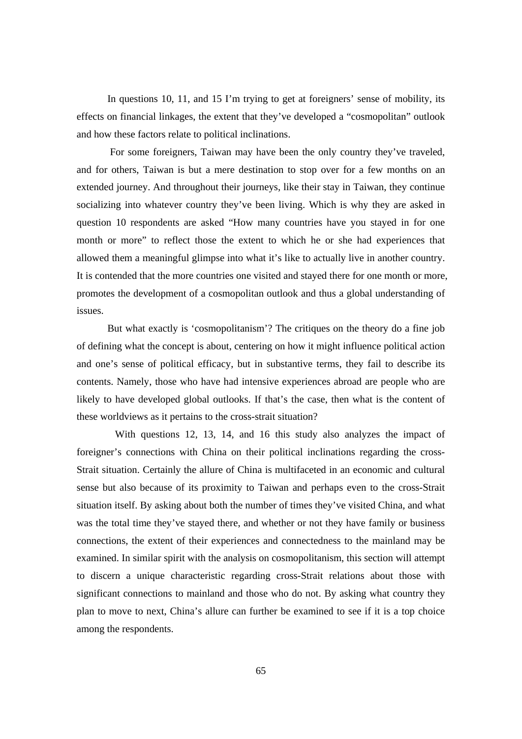In questions 10, 11, and 15 I'm trying to get at foreigners' sense of mobility, its effects on financial linkages, the extent that they've developed a "cosmopolitan" outlook and how these factors relate to political inclinations.

For some foreigners, Taiwan may have been the only country they've traveled, and for others, Taiwan is but a mere destination to stop over for a few months on an extended journey. And throughout their journeys, like their stay in Taiwan, they continue socializing into whatever country they've been living. Which is why they are asked in question 10 respondents are asked "How many countries have you stayed in for one month or more" to reflect those the extent to which he or she had experiences that allowed them a meaningful glimpse into what it's like to actually live in another country. It is contended that the more countries one visited and stayed there for one month or more, promotes the development of a cosmopolitan outlook and thus a global understanding of issues.

But what exactly is 'cosmopolitanism'? The critiques on the theory do a fine job of defining what the concept is about, centering on how it might influence political action and one's sense of political efficacy, but in substantive terms, they fail to describe its contents. Namely, those who have had intensive experiences abroad are people who are likely to have developed global outlooks. If that's the case, then what is the content of these worldviews as it pertains to the cross-strait situation?

With questions 12, 13, 14, and 16 this study also analyzes the impact of foreigner's connections with China on their political inclinations regarding the cross-Strait situation. Certainly the allure of China is multifaceted in an economic and cultural sense but also because of its proximity to Taiwan and perhaps even to the cross-Strait situation itself. By asking about both the number of times they've visited China, and what was the total time they've stayed there, and whether or not they have family or business connections, the extent of their experiences and connectedness to the mainland may be examined. In similar spirit with the analysis on cosmopolitanism, this section will attempt to discern a unique characteristic regarding cross-Strait relations about those with significant connections to mainland and those who do not. By asking what country they plan to move to next, China's allure can further be examined to see if it is a top choice among the respondents.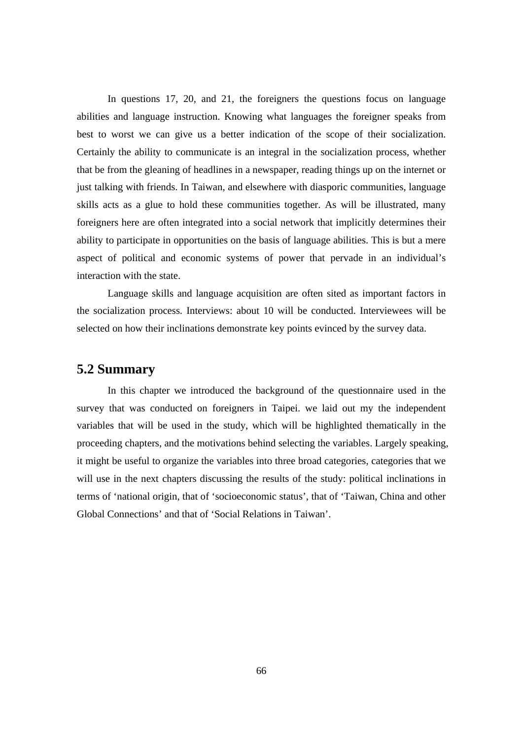In questions 17, 20, and 21, the foreigners the questions focus on language abilities and language instruction. Knowing what languages the foreigner speaks from best to worst we can give us a better indication of the scope of their socialization. Certainly the ability to communicate is an integral in the socialization process, whether that be from the gleaning of headlines in a newspaper, reading things up on the internet or just talking with friends. In Taiwan, and elsewhere with diasporic communities, language skills acts as a glue to hold these communities together. As will be illustrated, many foreigners here are often integrated into a social network that implicitly determines their ability to participate in opportunities on the basis of language abilities. This is but a mere aspect of political and economic systems of power that pervade in an individual's interaction with the state.

Language skills and language acquisition are often sited as important factors in the socialization process. Interviews: about 10 will be conducted. Interviewees will be selected on how their inclinations demonstrate key points evinced by the survey data.

## 5.2 Summary

In this chapter we introduced the background of the questionnaire used in the survey that was conducted on foreigners in Taipei. we laid out my the independent variables that will be used in the study, which will be highlighted thematically in the proceeding chapters, and the motivations behind selecting the variables. Largely speaking, it might be useful to organize the variables into three broad categories, categories that we will use in the next chapters discussing the results of the study: political inclinations in terms of 'national origin, that of 'socioeconomic status', that of 'Taiwan, China and other Global Connections' and that of 'Social Relations in Taiwan'.